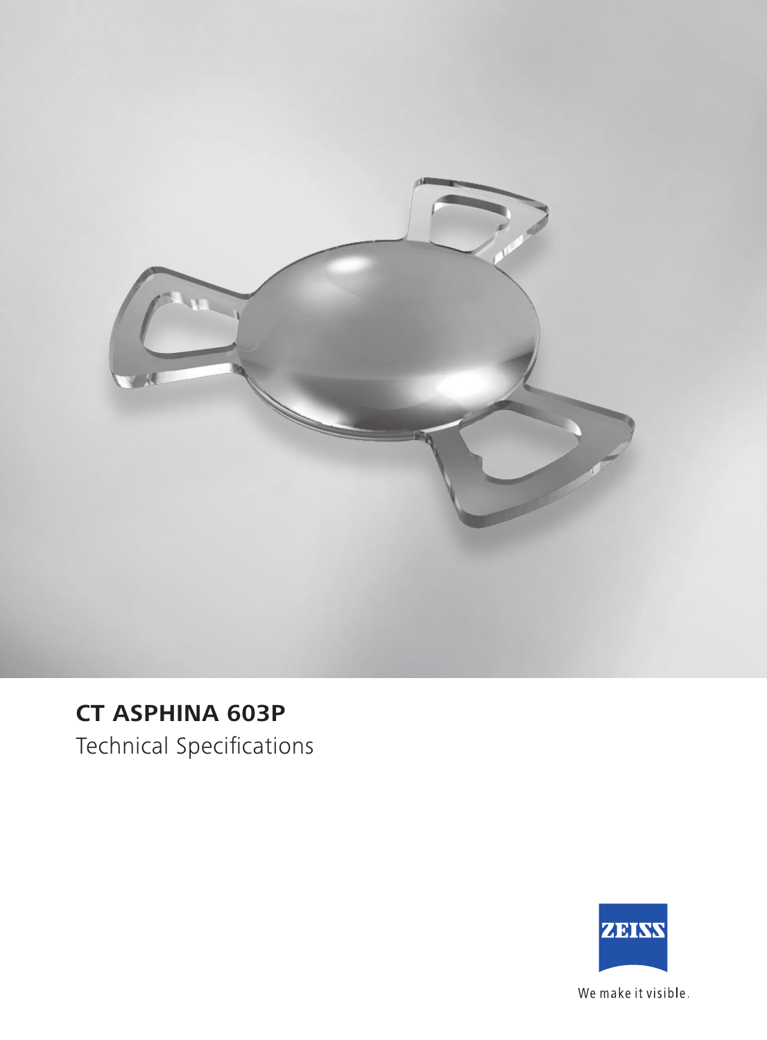# CT ASPHINA 603P

Technical Specifications

ZEISS

We make it visible.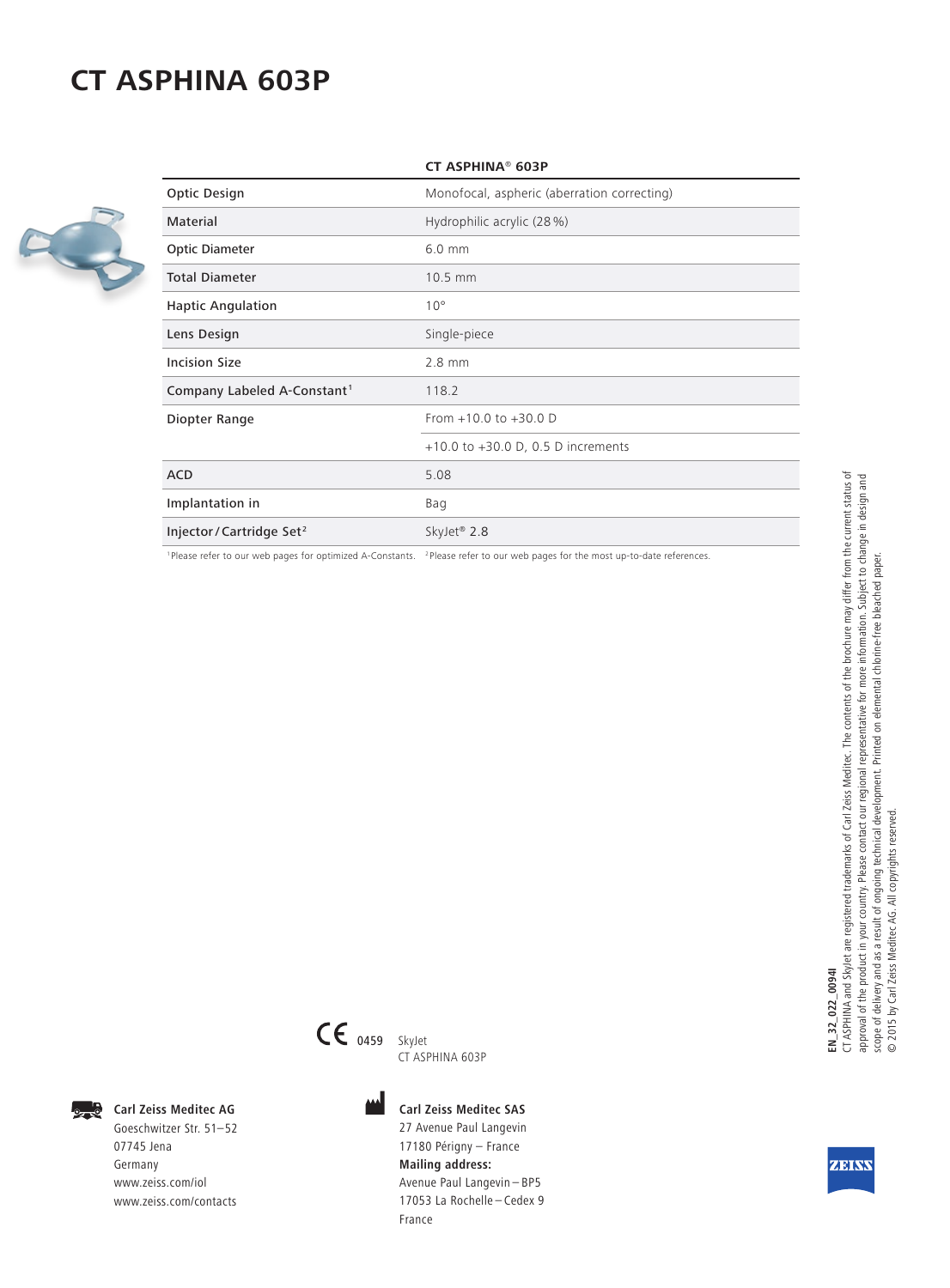# CT ASPHINA 603P

| | CT ASPHINA® 603P |
|---|---|
| Optic Design | Monofocal, aspheric (aberration correcting) |
| Material | Hydrophilic acrylic (28 %) |
| Optic Diameter | 6.0 mm |
| Total Diameter | 10.5 mm |
| Haptic Angulation | 10° |
| Lens Design | Single-piece |
| Incision Size | 2.8 mm |
| Company Labeled A-Constant[1] | 118.2 |
| Diopter Range | From +10.0 to +30.0 D |
| | +10.0 to +30.0 D, 0.5 D increments |
| ACD | 5.08 |
| Implantation in | Bag |
| Injector / Cartridge Set[2] | SkyJet® 2.8 |

[1] Please refer to our web pages for optimized A-Constants. [2] Please refer to our web pages for the most up-to-date references.

EN_32_022_0094I
CT ASPHINA and SkyJet are registered trademarks of Carl Zeiss Meditec. The contents of the brochure may differ from the current status of approval of the product in your country. Please contact our regional representative for more information. Subject to change in design and scope of delivery and as a result of ongoing technical development. Printed on elemental chlorine-free bleached paper.
© 2015 by Carl Zeiss Meditec AG. All copyrights reserved.

CE 0459 SkyJet
CT ASPHINA 603P

**Carl Zeiss Meditec AG**
Goeschwitzer Str. 51–52
07745 Jena
Germany
www.zeiss.com/iol
www.zeiss.com/contacts

**Carl Zeiss Meditec SAS**
27 Avenue Paul Langevin
17180 Périgny – France
**Mailing address:**
Avenue Paul Langevin – BP5
17053 La Rochelle – Cedex 9
France

ZEISS